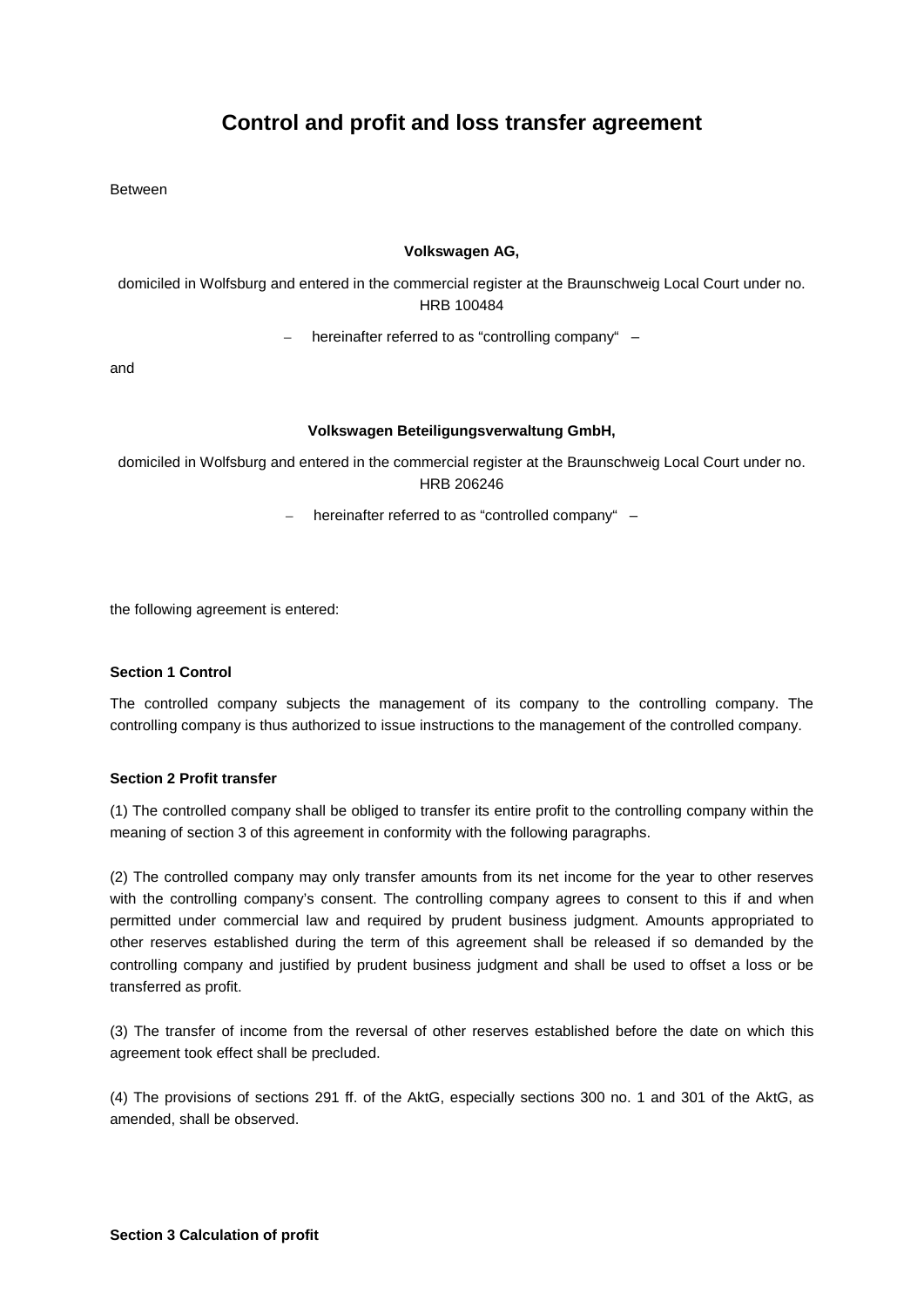# Control and profit and loss transfer agreement

Between

**Volkswagen AG,**

domiciled in Wolfsburg and entered in the commercial register at the Braunschweig Local Court under no. HRB 100484

– hereinafter referred to as "controlling company" –

and

**Volkswagen Beteiligungsverwaltung GmbH,**

domiciled in Wolfsburg and entered in the commercial register at the Braunschweig Local Court under no. HRB 206246

– hereinafter referred to as "controlled company" –

the following agreement is entered:

**Section 1 Control**

The controlled company subjects the management of its company to the controlling company. The controlling company is thus authorized to issue instructions to the management of the controlled company.

**Section 2 Profit transfer**

(1) The controlled company shall be obliged to transfer its entire profit to the controlling company within the meaning of section 3 of this agreement in conformity with the following paragraphs.

(2) The controlled company may only transfer amounts from its net income for the year to other reserves with the controlling company's consent. The controlling company agrees to consent to this if and when permitted under commercial law and required by prudent business judgment. Amounts appropriated to other reserves established during the term of this agreement shall be released if so demanded by the controlling company and justified by prudent business judgment and shall be used to offset a loss or be transferred as profit.

(3) The transfer of income from the reversal of other reserves established before the date on which this agreement took effect shall be precluded.

(4) The provisions of sections 291 ff. of the AktG, especially sections 300 no. 1 and 301 of the AktG, as amended, shall be observed.

**Section 3 Calculation of profit**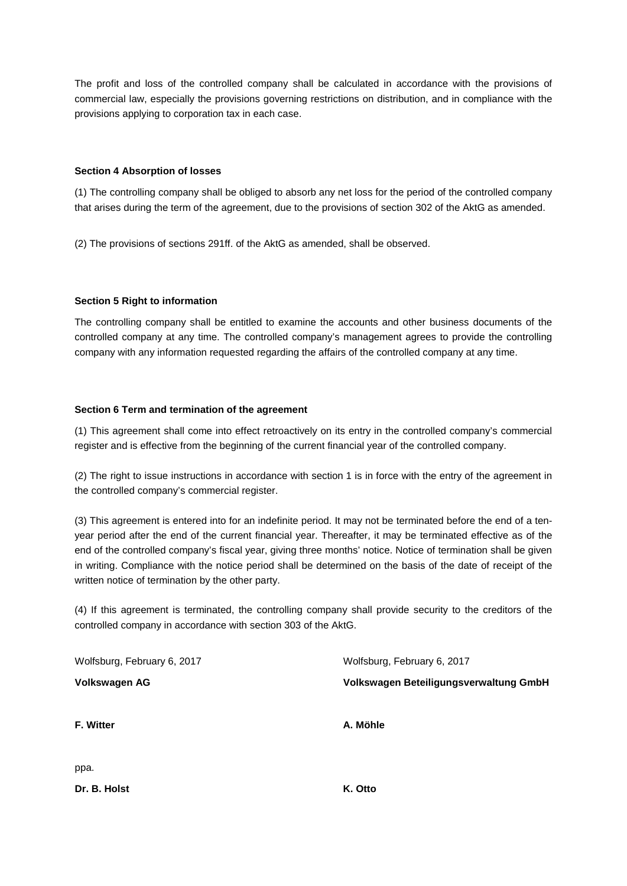The profit and loss of the controlled company shall be calculated in accordance with the provisions of commercial law, especially the provisions governing restrictions on distribution, and in compliance with the provisions applying to corporation tax in each case.

**Section 4 Absorption of losses**

(1) The controlling company shall be obliged to absorb any net loss for the period of the controlled company that arises during the term of the agreement, due to the provisions of section 302 of the AktG as amended.

(2) The provisions of sections 291ff. of the AktG as amended, shall be observed.

**Section 5 Right to information**

The controlling company shall be entitled to examine the accounts and other business documents of the controlled company at any time. The controlled company's management agrees to provide the controlling company with any information requested regarding the affairs of the controlled company at any time.

**Section 6 Term and termination of the agreement**

(1) This agreement shall come into effect retroactively on its entry in the controlled company's commercial register and is effective from the beginning of the current financial year of the controlled company.

(2) The right to issue instructions in accordance with section 1 is in force with the entry of the agreement in the controlled company's commercial register.

(3) This agreement is entered into for an indefinite period. It may not be terminated before the end of a ten-year period after the end of the current financial year. Thereafter, it may be terminated effective as of the end of the controlled company's fiscal year, giving three months' notice. Notice of termination shall be given in writing. Compliance with the notice period shall be determined on the basis of the date of receipt of the written notice of termination by the other party.

(4) If this agreement is terminated, the controlling company shall provide security to the creditors of the controlled company in accordance with section 303 of the AktG.

Wolfsburg, February 6, 2017

**Volkswagen AG**

**F. Witter**

ppa.

**Dr. B. Holst**

Wolfsburg, February 6, 2017

**Volkswagen Beteiligungsverwaltung GmbH**

**A. Möhle**

**K. Otto**